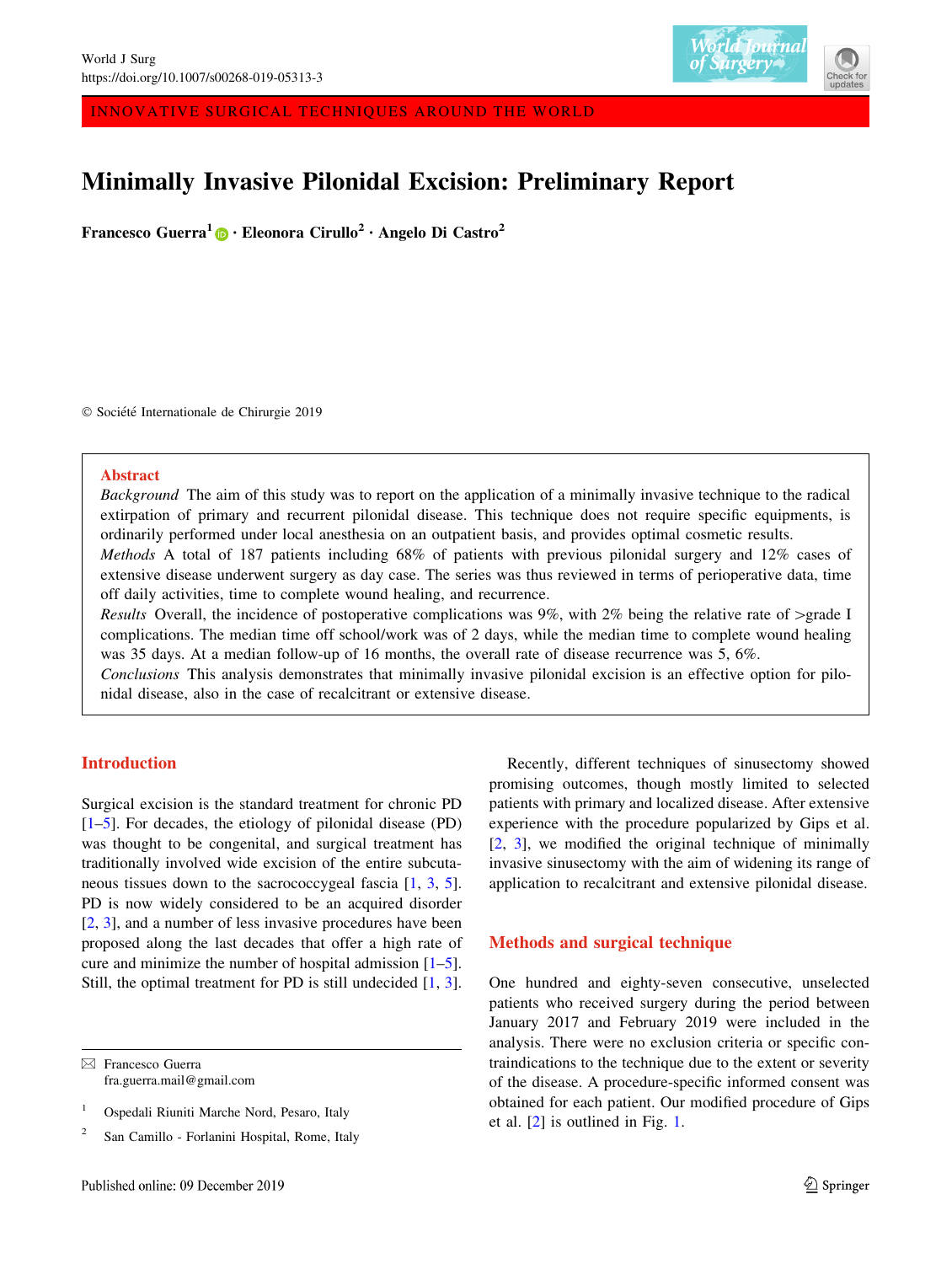INNOVATIVE SURGICAL TECHNIQUES AROUND THE WORLD

# Minimally Invasive Pilonidal Excision: Preliminary Report

**Francesco Guerra**[1] · **Eleonora Cirullo**[2] · **Angelo Di Castro**[2]

© Société Internationale de Chirurgie 2019

## Abstract

*Background* The aim of this study was to report on the application of a minimally invasive technique to the radical extirpation of primary and recurrent pilonidal disease. This technique does not require specific equipments, is ordinarily performed under local anesthesia on an outpatient basis, and provides optimal cosmetic results.

*Methods* A total of 187 patients including 68% of patients with previous pilonidal surgery and 12% cases of extensive disease underwent surgery as day case. The series was thus reviewed in terms of perioperative data, time off daily activities, time to complete wound healing, and recurrence.

*Results* Overall, the incidence of postoperative complications was 9%, with 2% being the relative rate of >grade I complications. The median time off school/work was of 2 days, while the median time to complete wound healing was 35 days. At a median follow-up of 16 months, the overall rate of disease recurrence was 5, 6%.

*Conclusions* This analysis demonstrates that minimally invasive pilonidal excision is an effective option for pilonidal disease, also in the case of recalcitrant or extensive disease.

## Introduction

Surgical excision is the standard treatment for chronic PD [1–5]. For decades, the etiology of pilonidal disease (PD) was thought to be congenital, and surgical treatment has traditionally involved wide excision of the entire subcutaneous tissues down to the sacrococcygeal fascia [1, 3, 5]. PD is now widely considered to be an acquired disorder [2, 3], and a number of less invasive procedures have been proposed along the last decades that offer a high rate of cure and minimize the number of hospital admission [1–5]. Still, the optimal treatment for PD is still undecided [1, 3].

Recently, different techniques of sinusectomy showed promising outcomes, though mostly limited to selected patients with primary and localized disease. After extensive experience with the procedure popularized by Gips et al. [2, 3], we modified the original technique of minimally invasive sinusectomy with the aim of widening its range of application to recalcitrant and extensive pilonidal disease.

## Methods and surgical technique

One hundred and eighty-seven consecutive, unselected patients who received surgery during the period between January 2017 and February 2019 were included in the analysis. There were no exclusion criteria or specific contraindications to the technique due to the extent or severity of the disease. A procedure-specific informed consent was obtained for each patient. Our modified procedure of Gips et al. [2] is outlined in Fig. 1.

---

✉ Francesco Guerra
fra.guerra.mail@gmail.com

[1] Ospedali Riuniti Marche Nord, Pesaro, Italy

[2] San Camillo - Forlanini Hospital, Rome, Italy

Published online: 09 December 2019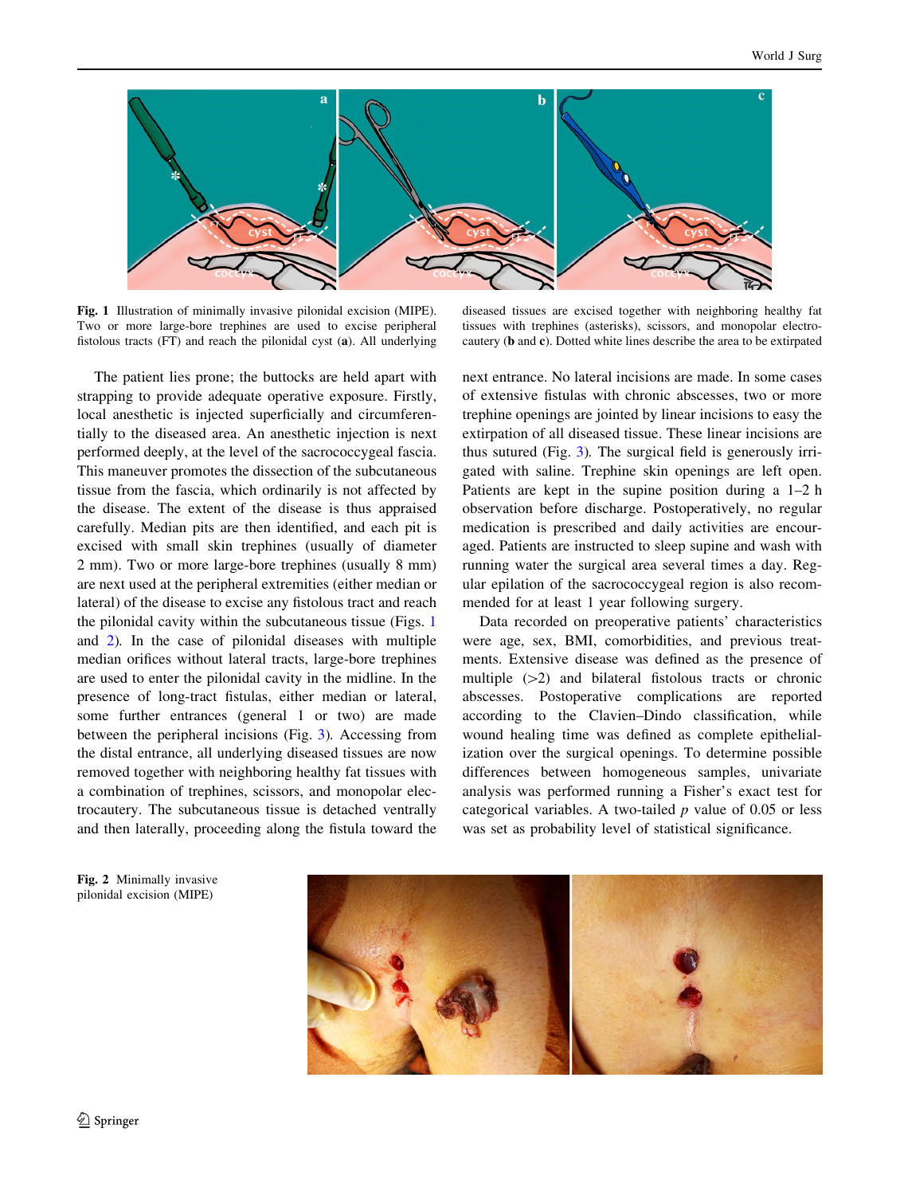Fig. 1 Illustration of minimally invasive pilonidal excision (MIPE). Two or more large-bore trephines are used to excise peripheral fistolous tracts (FT) and reach the pilonidal cyst (a). All underlying diseased tissues are excised together with neighboring healthy fat tissues with trephines (asterisks), scissors, and monopolar electrocautery (b and c). Dotted white lines describe the area to be extirpated

The patient lies prone; the buttocks are held apart with strapping to provide adequate operative exposure. Firstly, local anesthetic is injected superficially and circumferentially to the diseased area. An anesthetic injection is next performed deeply, at the level of the sacrococcygeal fascia. This maneuver promotes the dissection of the subcutaneous tissue from the fascia, which ordinarily is not affected by the disease. The extent of the disease is thus appraised carefully. Median pits are then identified, and each pit is excised with small skin trephines (usually of diameter 2 mm). Two or more large-bore trephines (usually 8 mm) are next used at the peripheral extremities (either median or lateral) of the disease to excise any fistolous tract and reach the pilonidal cavity within the subcutaneous tissue (Figs. 1 and 2). In the case of pilonidal diseases with multiple median orifices without lateral tracts, large-bore trephines are used to enter the pilonidal cavity in the midline. In the presence of long-tract fistulas, either median or lateral, some further entrances (general 1 or two) are made between the peripheral incisions (Fig. 3). Accessing from the distal entrance, all underlying diseased tissues are now removed together with neighboring healthy fat tissues with a combination of trephines, scissors, and monopolar electrocautery. The subcutaneous tissue is detached ventrally and then laterally, proceeding along the fistula toward the next entrance. No lateral incisions are made. In some cases of extensive fistulas with chronic abscesses, two or more trephine openings are jointed by linear incisions to easy the extirpation of all diseased tissue. These linear incisions are thus sutured (Fig. 3). The surgical field is generously irrigated with saline. Trephine skin openings are left open. Patients are kept in the supine position during a 1–2 h observation before discharge. Postoperatively, no regular medication is prescribed and daily activities are encouraged. Patients are instructed to sleep supine and wash with running water the surgical area several times a day. Regular epilation of the sacrococcygeal region is also recommended for at least 1 year following surgery.

Data recorded on preoperative patients' characteristics were age, sex, BMI, comorbidities, and previous treatments. Extensive disease was defined as the presence of multiple (>2) and bilateral fistolous tracts or chronic abscesses. Postoperative complications are reported according to the Clavien–Dindo classification, while wound healing time was defined as complete epithelialization over the surgical openings. To determine possible differences between homogeneous samples, univariate analysis was performed running a Fisher's exact test for categorical variables. A two-tailed $p$ value of 0.05 or less was set as probability level of statistical significance.

Fig. 2 Minimally invasive pilonidal excision (MIPE)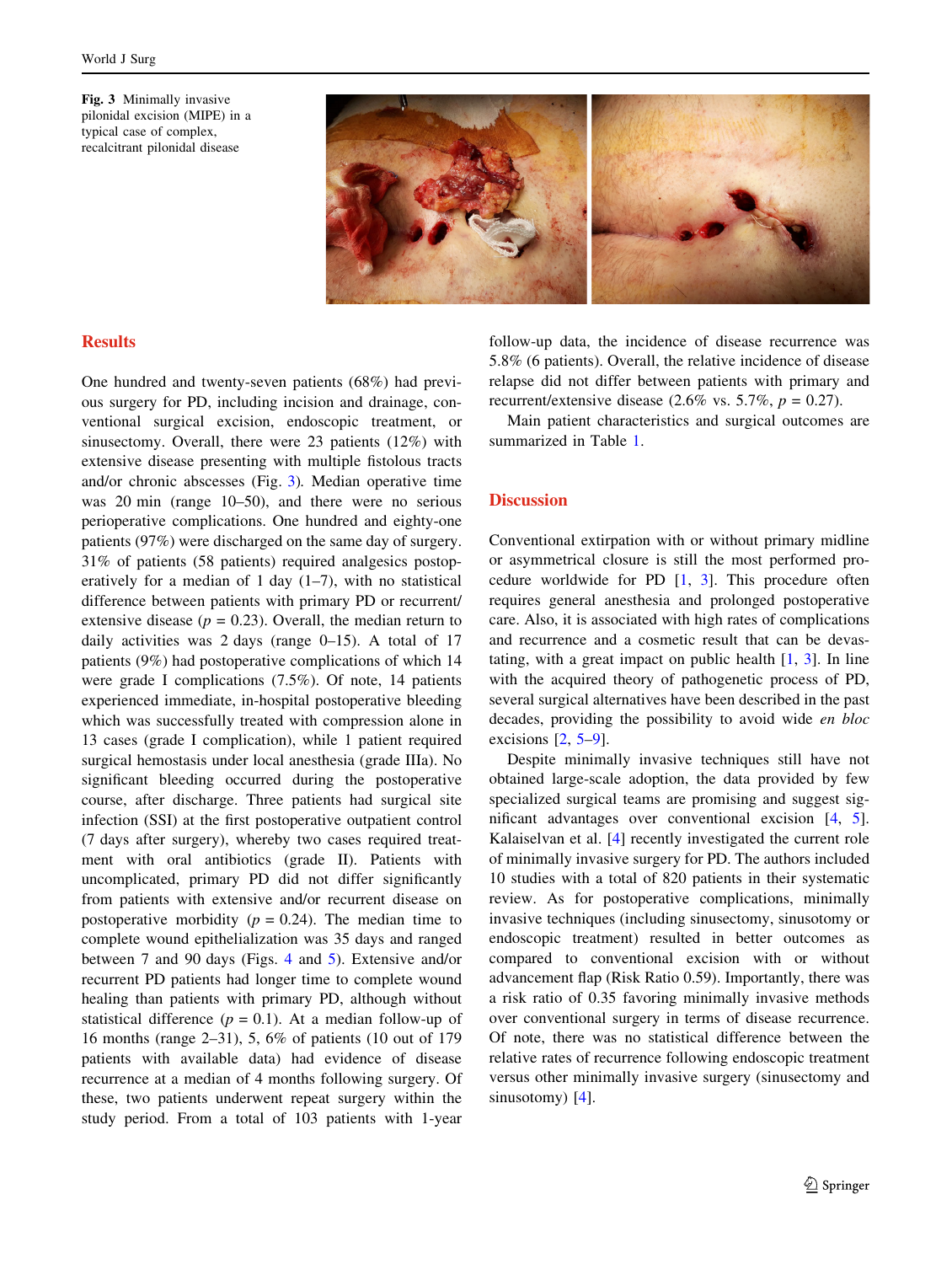Fig. 3 Minimally invasive pilonidal excision (MIPE) in a typical case of complex, recalcitrant pilonidal disease

## Results

One hundred and twenty-seven patients (68%) had previous surgery for PD, including incision and drainage, conventional surgical excision, endoscopic treatment, or sinusectomy. Overall, there were 23 patients (12%) with extensive disease presenting with multiple fistolous tracts and/or chronic abscesses (Fig. 3). Median operative time was 20 min (range 10–50), and there were no serious perioperative complications. One hundred and eighty-one patients (97%) were discharged on the same day of surgery. 31% of patients (58 patients) required analgesics postoperatively for a median of 1 day (1–7), with no statistical difference between patients with primary PD or recurrent/extensive disease ($p = 0.23$). Overall, the median return to daily activities was 2 days (range 0–15). A total of 17 patients (9%) had postoperative complications of which 14 were grade I complications (7.5%). Of note, 14 patients experienced immediate, in-hospital postoperative bleeding which was successfully treated with compression alone in 13 cases (grade I complication), while 1 patient required surgical hemostasis under local anesthesia (grade IIIa). No significant bleeding occurred during the postoperative course, after discharge. Three patients had surgical site infection (SSI) at the first postoperative outpatient control (7 days after surgery), whereby two cases required treatment with oral antibiotics (grade II). Patients with uncomplicated, primary PD did not differ significantly from patients with extensive and/or recurrent disease on postoperative morbidity ($p = 0.24$). The median time to complete wound epithelialization was 35 days and ranged between 7 and 90 days (Figs. 4 and 5). Extensive and/or recurrent PD patients had longer time to complete wound healing than patients with primary PD, although without statistical difference ($p = 0.1$). At a median follow-up of 16 months (range 2–31), 5, 6% of patients (10 out of 179 patients with available data) had evidence of disease recurrence at a median of 4 months following surgery. Of these, two patients underwent repeat surgery within the study period. From a total of 103 patients with 1-year follow-up data, the incidence of disease recurrence was 5.8% (6 patients). Overall, the relative incidence of disease relapse did not differ between patients with primary and recurrent/extensive disease (2.6% vs. 5.7%, $p = 0.27$).

Main patient characteristics and surgical outcomes are summarized in Table 1.

## Discussion

Conventional extirpation with or without primary midline or asymmetrical closure is still the most performed procedure worldwide for PD [1, 3]. This procedure often requires general anesthesia and prolonged postoperative care. Also, it is associated with high rates of complications and recurrence and a cosmetic result that can be devastating, with a great impact on public health [1, 3]. In line with the acquired theory of pathogenetic process of PD, several surgical alternatives have been described in the past decades, providing the possibility to avoid wide *en bloc* excisions [2, 5–9].

Despite minimally invasive techniques still have not obtained large-scale adoption, the data provided by few specialized surgical teams are promising and suggest significant advantages over conventional excision [4, 5]. Kalaiselvan et al. [4] recently investigated the current role of minimally invasive surgery for PD. The authors included 10 studies with a total of 820 patients in their systematic review. As for postoperative complications, minimally invasive techniques (including sinusectomy, sinusotomy or endoscopic treatment) resulted in better outcomes as compared to conventional excision with or without advancement flap (Risk Ratio 0.59). Importantly, there was a risk ratio of 0.35 favoring minimally invasive methods over conventional surgery in terms of disease recurrence. Of note, there was no statistical difference between the relative rates of recurrence following endoscopic treatment versus other minimally invasive surgery (sinusectomy and sinusotomy) [4].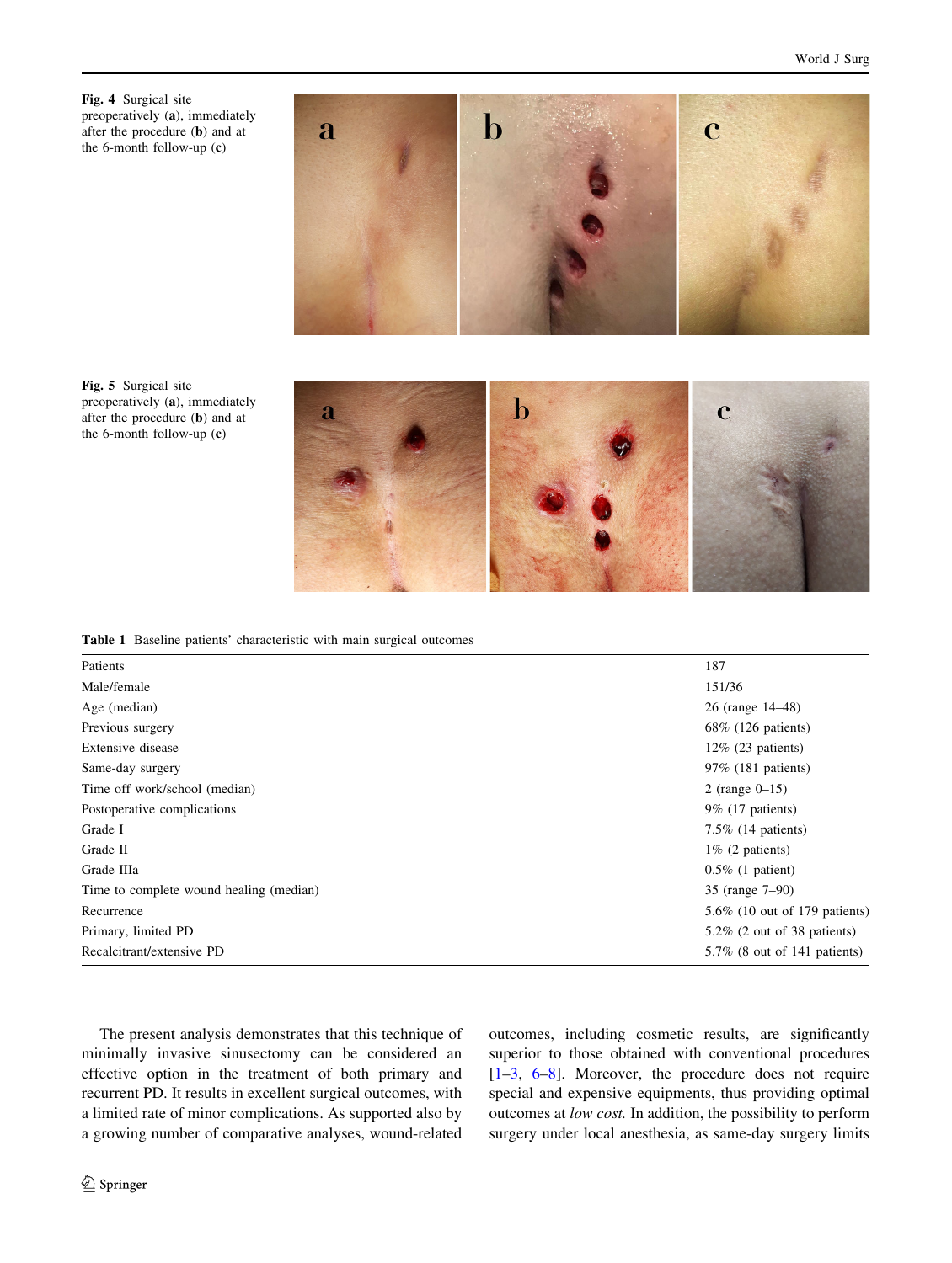**Fig. 4** Surgical site preoperatively (**a**), immediately after the procedure (**b**) and at the 6-month follow-up (**c**)

**Fig. 5** Surgical site preoperatively (**a**), immediately after the procedure (**b**) and at the 6-month follow-up (**c**)

**Table 1** Baseline patients' characteristic with main surgical outcomes

| | |
|---|---|
| Patients | 187 |
| Male/female | 151/36 |
| Age (median) | 26 (range 14–48) |
| Previous surgery | 68% (126 patients) |
| Extensive disease | 12% (23 patients) |
| Same-day surgery | 97% (181 patients) |
| Time off work/school (median) | 2 (range 0–15) |
| Postoperative complications | 9% (17 patients) |
| Grade I | 7.5% (14 patients) |
| Grade II | 1% (2 patients) |
| Grade IIIa | 0.5% (1 patient) |
| Time to complete wound healing (median) | 35 (range 7–90) |
| Recurrence | 5.6% (10 out of 179 patients) |
| Primary, limited PD | 5.2% (2 out of 38 patients) |
| Recalcitrant/extensive PD | 5.7% (8 out of 141 patients) |

The present analysis demonstrates that this technique of minimally invasive sinusectomy can be considered an effective option in the treatment of both primary and recurrent PD. It results in excellent surgical outcomes, with a limited rate of minor complications. As supported also by a growing number of comparative analyses, wound-related outcomes, including cosmetic results, are significantly superior to those obtained with conventional procedures [1–3, 6–8]. Moreover, the procedure does not require special and expensive equipments, thus providing optimal outcomes at *low cost.* In addition, the possibility to perform surgery under local anesthesia, as same-day surgery limits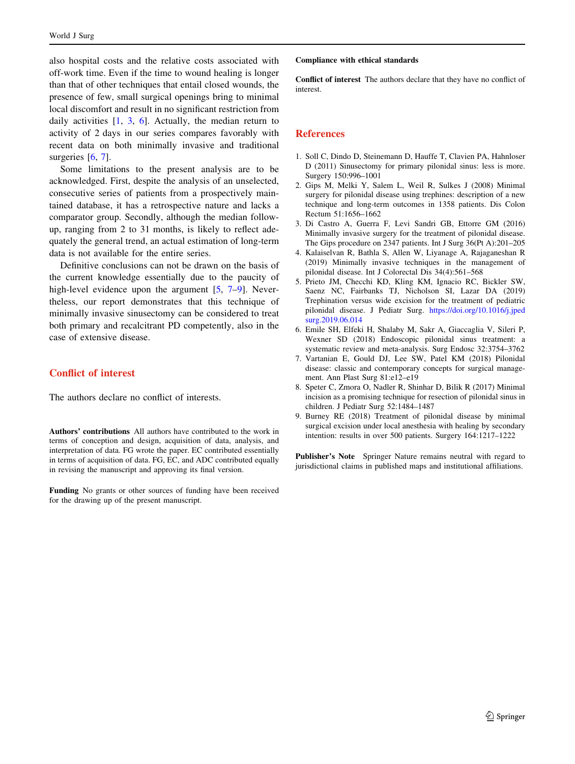also hospital costs and the relative costs associated with off-work time. Even if the time to wound healing is longer than that of other techniques that entail closed wounds, the presence of few, small surgical openings bring to minimal local discomfort and result in no significant restriction from daily activities [1, 3, 6]. Actually, the median return to activity of 2 days in our series compares favorably with recent data on both minimally invasive and traditional surgeries [6, 7].

Some limitations to the present analysis are to be acknowledged. First, despite the analysis of an unselected, consecutive series of patients from a prospectively maintained database, it has a retrospective nature and lacks a comparator group. Secondly, although the median follow-up, ranging from 2 to 31 months, is likely to reflect adequately the general trend, an actual estimation of long-term data is not available for the entire series.

Definitive conclusions can not be drawn on the basis of the current knowledge essentially due to the paucity of high-level evidence upon the argument [5, 7–9]. Nevertheless, our report demonstrates that this technique of minimally invasive sinusectomy can be considered to treat both primary and recalcitrant PD competently, also in the case of extensive disease.

## Conflict of interest

The authors declare no conflict of interests.

**Authors' contributions** All authors have contributed to the work in terms of conception and design, acquisition of data, analysis, and interpretation of data. FG wrote the paper. EC contributed essentially in terms of acquisition of data. FG, EC, and ADC contributed equally in revising the manuscript and approving its final version.

**Funding** No grants or other sources of funding have been received for the drawing up of the present manuscript.

**Compliance with ethical standards**

**Conflict of interest** The authors declare that they have no conflict of interest.

## References

1. Soll C, Dindo D, Steinemann D, Hauffe T, Clavien PA, Hahnloser D (2011) Sinusectomy for primary pilonidal sinus: less is more. Surgery 150:996–1001
2. Gips M, Melki Y, Salem L, Weil R, Sulkes J (2008) Minimal surgery for pilonidal disease using trephines: description of a new technique and long-term outcomes in 1358 patients. Dis Colon Rectum 51:1656–1662
3. Di Castro A, Guerra F, Levi Sandri GB, Ettorre GM (2016) Minimally invasive surgery for the treatment of pilonidal disease. The Gips procedure on 2347 patients. Int J Surg 36(Pt A):201–205
4. Kalaiselvan R, Bathla S, Allen W, Liyanage A, Rajaganeshan R (2019) Minimally invasive techniques in the management of pilonidal disease. Int J Colorectal Dis 34(4):561–568
5. Prieto JM, Checchi KD, Kling KM, Ignacio RC, Bickler SW, Saenz NC, Fairbanks TJ, Nicholson SI, Lazar DA (2019) Trephination versus wide excision for the treatment of pediatric pilonidal disease. J Pediatr Surg. https://doi.org/10.1016/j.jpedsurg.2019.06.014
6. Emile SH, Elfeki H, Shalaby M, Sakr A, Giaccaglia V, Sileri P, Wexner SD (2018) Endoscopic pilonidal sinus treatment: a systematic review and meta-analysis. Surg Endosc 32:3754–3762
7. Vartanian E, Gould DJ, Lee SW, Patel KM (2018) Pilonidal disease: classic and contemporary concepts for surgical management. Ann Plast Surg 81:e12–e19
8. Speter C, Zmora O, Nadler R, Shinhar D, Bilik R (2017) Minimal incision as a promising technique for resection of pilonidal sinus in children. J Pediatr Surg 52:1484–1487
9. Burney RE (2018) Treatment of pilonidal disease by minimal surgical excision under local anesthesia with healing by secondary intention: results in over 500 patients. Surgery 164:1217–1222

**Publisher's Note** Springer Nature remains neutral with regard to jurisdictional claims in published maps and institutional affiliations.